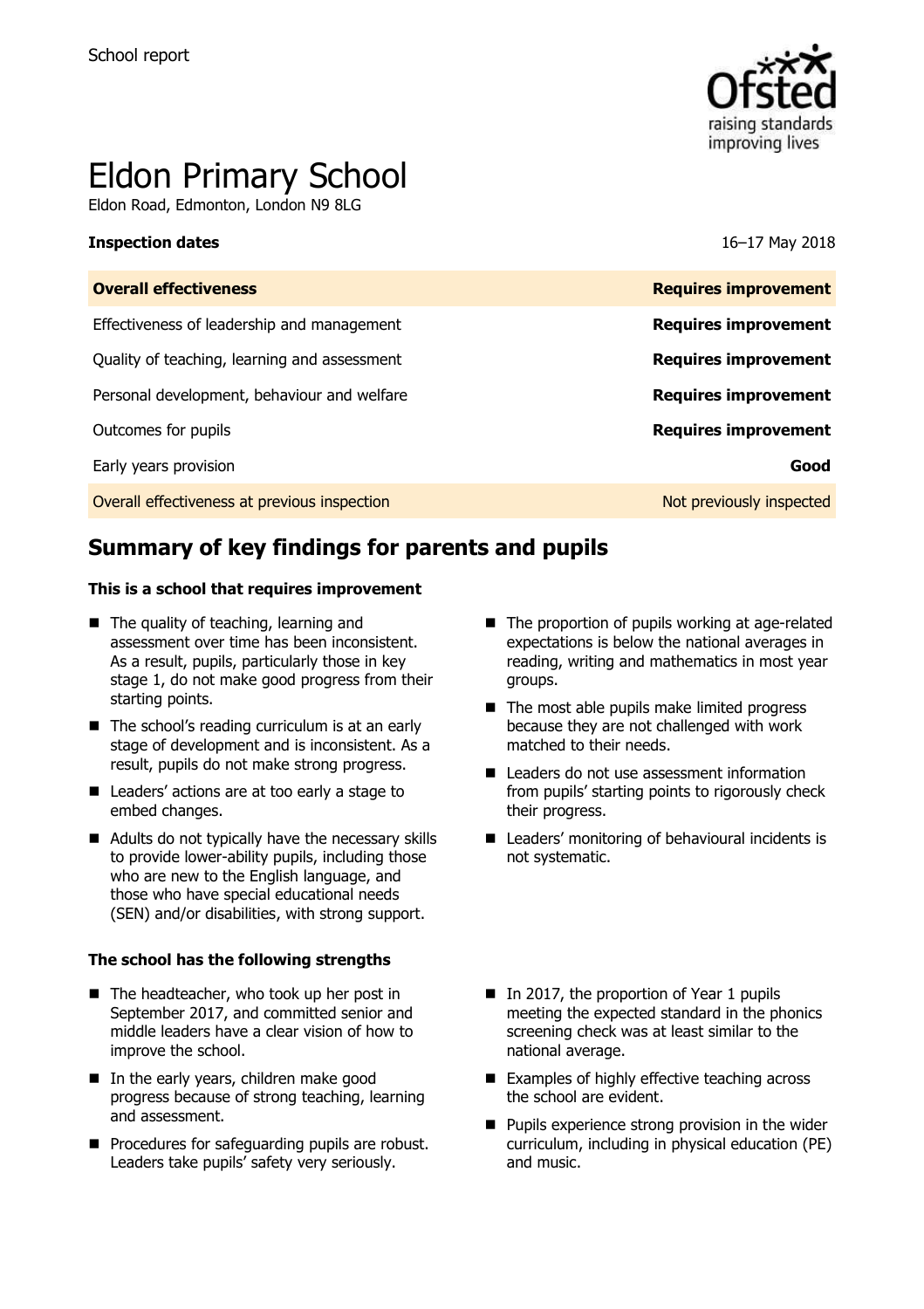School report

# Eldon Primary School

Eldon Road, Edmonton, London N9 8LG

**Inspection dates** 16–17 May 2018

| **Overall effectiveness** | **Requires improvement** |
| --- | --- |
| Effectiveness of leadership and management | **Requires improvement** |
| Quality of teaching, learning and assessment | **Requires improvement** |
| Personal development, behaviour and welfare | **Requires improvement** |
| Outcomes for pupils | **Requires improvement** |
| Early years provision | **Good** |
| Overall effectiveness at previous inspection | Not previously inspected |

## Summary of key findings for parents and pupils

**This is a school that requires improvement**

- The quality of teaching, learning and assessment over time has been inconsistent. As a result, pupils, particularly those in key stage 1, do not make good progress from their starting points.
- The school's reading curriculum is at an early stage of development and is inconsistent. As a result, pupils do not make strong progress.
- Leaders' actions are at too early a stage to embed changes.
- Adults do not typically have the necessary skills to provide lower-ability pupils, including those who are new to the English language, and those who have special educational needs (SEN) and/or disabilities, with strong support.
- The proportion of pupils working at age-related expectations is below the national averages in reading, writing and mathematics in most year groups.
- The most able pupils make limited progress because they are not challenged with work matched to their needs.
- Leaders do not use assessment information from pupils' starting points to rigorously check their progress.
- Leaders' monitoring of behavioural incidents is not systematic.

**The school has the following strengths**

- The headteacher, who took up her post in September 2017, and committed senior and middle leaders have a clear vision of how to improve the school.
- In the early years, children make good progress because of strong teaching, learning and assessment.
- Procedures for safeguarding pupils are robust. Leaders take pupils' safety very seriously.
- In 2017, the proportion of Year 1 pupils meeting the expected standard in the phonics screening check was at least similar to the national average.
- Examples of highly effective teaching across the school are evident.
- Pupils experience strong provision in the wider curriculum, including in physical education (PE) and music.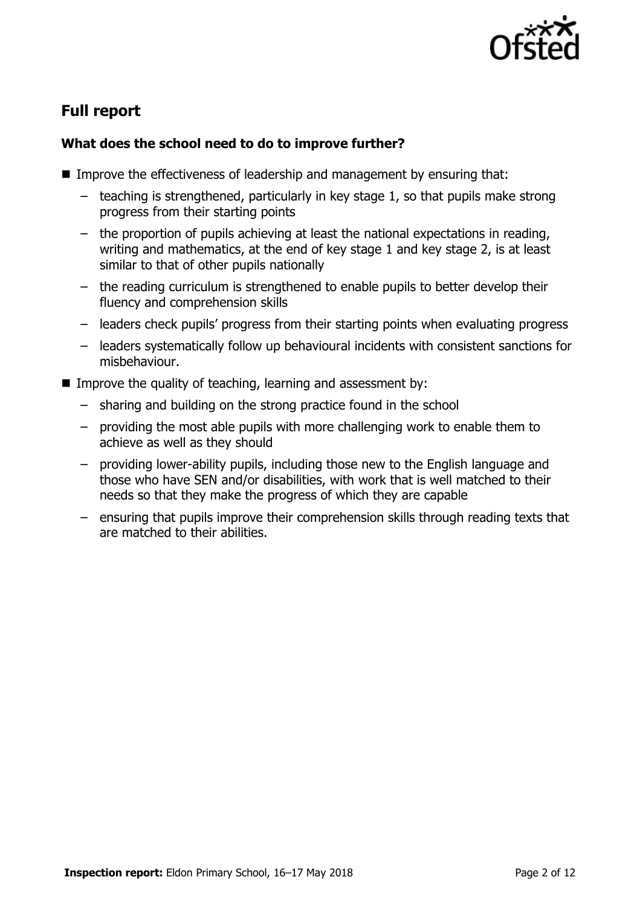## Full report

### What does the school need to do to improve further?

- Improve the effectiveness of leadership and management by ensuring that:
  - teaching is strengthened, particularly in key stage 1, so that pupils make strong progress from their starting points
  - the proportion of pupils achieving at least the national expectations in reading, writing and mathematics, at the end of key stage 1 and key stage 2, is at least similar to that of other pupils nationally
  - the reading curriculum is strengthened to enable pupils to better develop their fluency and comprehension skills
  - leaders check pupils' progress from their starting points when evaluating progress
  - leaders systematically follow up behavioural incidents with consistent sanctions for misbehaviour.
- Improve the quality of teaching, learning and assessment by:
  - sharing and building on the strong practice found in the school
  - providing the most able pupils with more challenging work to enable them to achieve as well as they should
  - providing lower-ability pupils, including those new to the English language and those who have SEN and/or disabilities, with work that is well matched to their needs so that they make the progress of which they are capable
  - ensuring that pupils improve their comprehension skills through reading texts that are matched to their abilities.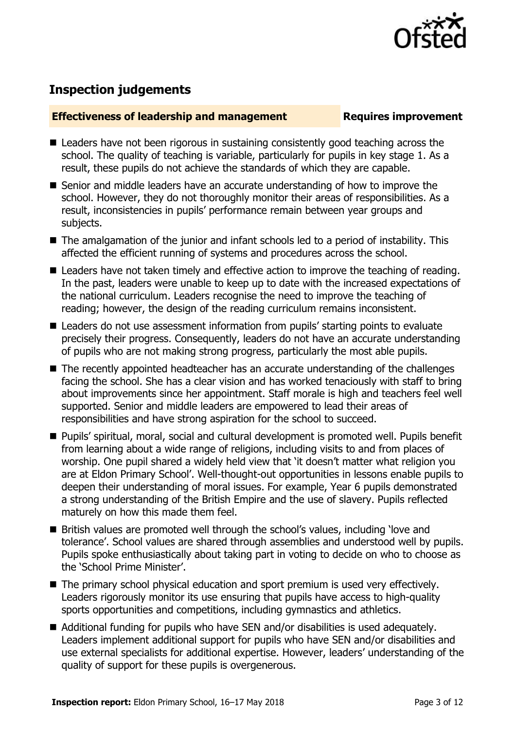## Inspection judgements

**Effectiveness of leadership and management** **Requires improvement**

- Leaders have not been rigorous in sustaining consistently good teaching across the school. The quality of teaching is variable, particularly for pupils in key stage 1. As a result, these pupils do not achieve the standards of which they are capable.
- Senior and middle leaders have an accurate understanding of how to improve the school. However, they do not thoroughly monitor their areas of responsibilities. As a result, inconsistencies in pupils' performance remain between year groups and subjects.
- The amalgamation of the junior and infant schools led to a period of instability. This affected the efficient running of systems and procedures across the school.
- Leaders have not taken timely and effective action to improve the teaching of reading. In the past, leaders were unable to keep up to date with the increased expectations of the national curriculum. Leaders recognise the need to improve the teaching of reading; however, the design of the reading curriculum remains inconsistent.
- Leaders do not use assessment information from pupils' starting points to evaluate precisely their progress. Consequently, leaders do not have an accurate understanding of pupils who are not making strong progress, particularly the most able pupils.
- The recently appointed headteacher has an accurate understanding of the challenges facing the school. She has a clear vision and has worked tenaciously with staff to bring about improvements since her appointment. Staff morale is high and teachers feel well supported. Senior and middle leaders are empowered to lead their areas of responsibilities and have strong aspiration for the school to succeed.
- Pupils' spiritual, moral, social and cultural development is promoted well. Pupils benefit from learning about a wide range of religions, including visits to and from places of worship. One pupil shared a widely held view that 'it doesn't matter what religion you are at Eldon Primary School'. Well-thought-out opportunities in lessons enable pupils to deepen their understanding of moral issues. For example, Year 6 pupils demonstrated a strong understanding of the British Empire and the use of slavery. Pupils reflected maturely on how this made them feel.
- British values are promoted well through the school's values, including 'love and tolerance'. School values are shared through assemblies and understood well by pupils. Pupils spoke enthusiastically about taking part in voting to decide on who to choose as the 'School Prime Minister'.
- The primary school physical education and sport premium is used very effectively. Leaders rigorously monitor its use ensuring that pupils have access to high-quality sports opportunities and competitions, including gymnastics and athletics.
- Additional funding for pupils who have SEN and/or disabilities is used adequately. Leaders implement additional support for pupils who have SEN and/or disabilities and use external specialists for additional expertise. However, leaders' understanding of the quality of support for these pupils is overgenerous.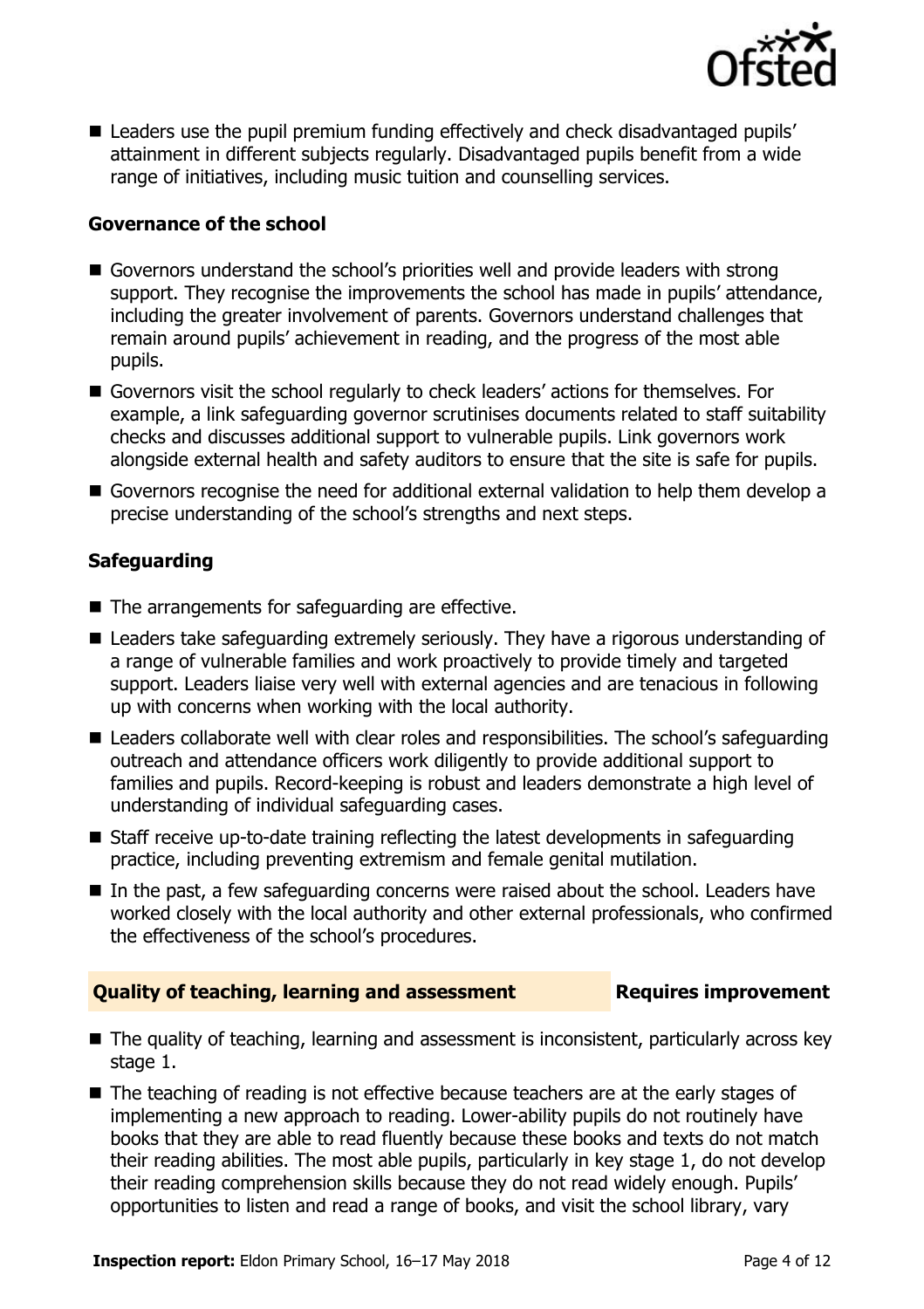- Leaders use the pupil premium funding effectively and check disadvantaged pupils' attainment in different subjects regularly. Disadvantaged pupils benefit from a wide range of initiatives, including music tuition and counselling services.

### Governance of the school

- Governors understand the school's priorities well and provide leaders with strong support. They recognise the improvements the school has made in pupils' attendance, including the greater involvement of parents. Governors understand challenges that remain around pupils' achievement in reading, and the progress of the most able pupils.
- Governors visit the school regularly to check leaders' actions for themselves. For example, a link safeguarding governor scrutinises documents related to staff suitability checks and discusses additional support to vulnerable pupils. Link governors work alongside external health and safety auditors to ensure that the site is safe for pupils.
- Governors recognise the need for additional external validation to help them develop a precise understanding of the school's strengths and next steps.

### Safeguarding

- The arrangements for safeguarding are effective.
- Leaders take safeguarding extremely seriously. They have a rigorous understanding of a range of vulnerable families and work proactively to provide timely and targeted support. Leaders liaise very well with external agencies and are tenacious in following up with concerns when working with the local authority.
- Leaders collaborate well with clear roles and responsibilities. The school's safeguarding outreach and attendance officers work diligently to provide additional support to families and pupils. Record-keeping is robust and leaders demonstrate a high level of understanding of individual safeguarding cases.
- Staff receive up-to-date training reflecting the latest developments in safeguarding practice, including preventing extremism and female genital mutilation.
- In the past, a few safeguarding concerns were raised about the school. Leaders have worked closely with the local authority and other external professionals, who confirmed the effectiveness of the school's procedures.

## Quality of teaching, learning and assessment — Requires improvement

- The quality of teaching, learning and assessment is inconsistent, particularly across key stage 1.
- The teaching of reading is not effective because teachers are at the early stages of implementing a new approach to reading. Lower-ability pupils do not routinely have books that they are able to read fluently because these books and texts do not match their reading abilities. The most able pupils, particularly in key stage 1, do not develop their reading comprehension skills because they do not read widely enough. Pupils' opportunities to listen and read a range of books, and visit the school library, vary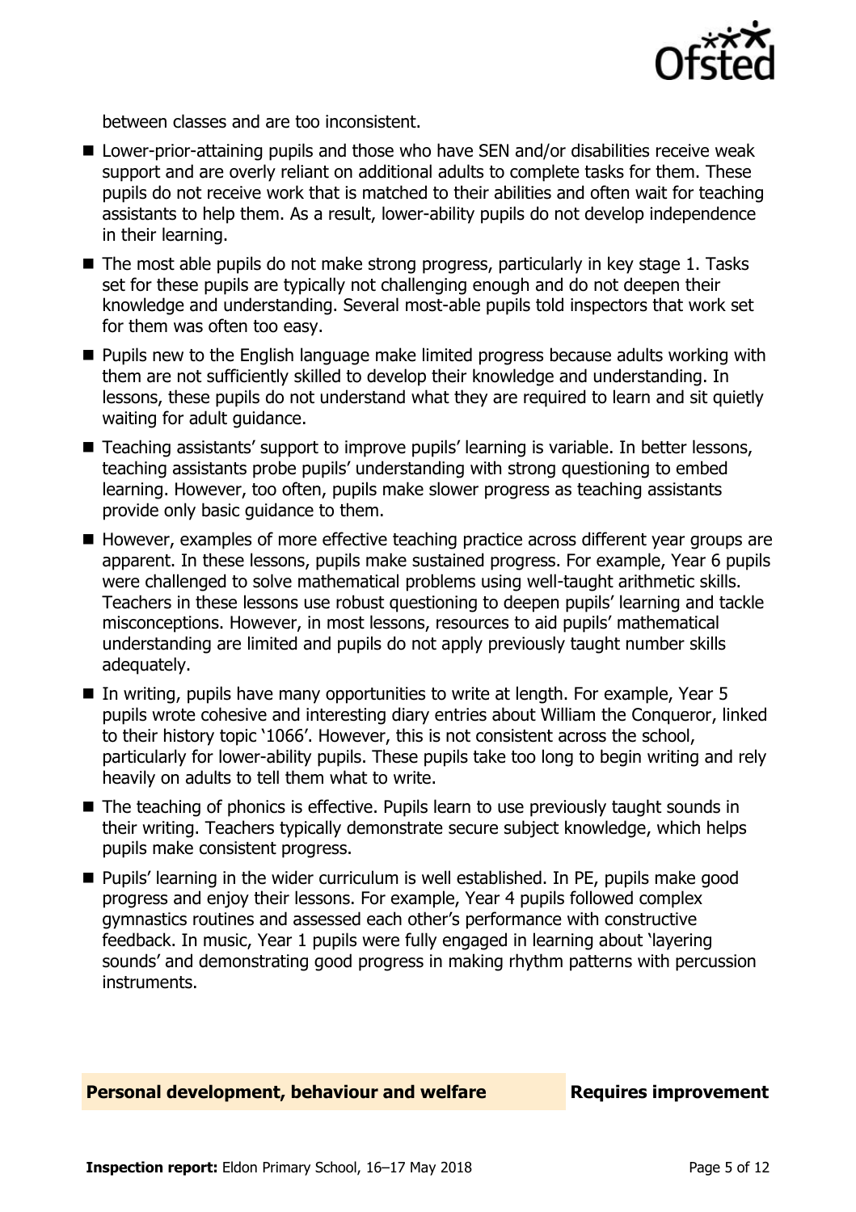between classes and are too inconsistent.

- Lower-prior-attaining pupils and those who have SEN and/or disabilities receive weak support and are overly reliant on additional adults to complete tasks for them. These pupils do not receive work that is matched to their abilities and often wait for teaching assistants to help them. As a result, lower-ability pupils do not develop independence in their learning.
- The most able pupils do not make strong progress, particularly in key stage 1. Tasks set for these pupils are typically not challenging enough and do not deepen their knowledge and understanding. Several most-able pupils told inspectors that work set for them was often too easy.
- Pupils new to the English language make limited progress because adults working with them are not sufficiently skilled to develop their knowledge and understanding. In lessons, these pupils do not understand what they are required to learn and sit quietly waiting for adult guidance.
- Teaching assistants' support to improve pupils' learning is variable. In better lessons, teaching assistants probe pupils' understanding with strong questioning to embed learning. However, too often, pupils make slower progress as teaching assistants provide only basic guidance to them.
- However, examples of more effective teaching practice across different year groups are apparent. In these lessons, pupils make sustained progress. For example, Year 6 pupils were challenged to solve mathematical problems using well-taught arithmetic skills. Teachers in these lessons use robust questioning to deepen pupils' learning and tackle misconceptions. However, in most lessons, resources to aid pupils' mathematical understanding are limited and pupils do not apply previously taught number skills adequately.
- In writing, pupils have many opportunities to write at length. For example, Year 5 pupils wrote cohesive and interesting diary entries about William the Conqueror, linked to their history topic '1066'. However, this is not consistent across the school, particularly for lower-ability pupils. These pupils take too long to begin writing and rely heavily on adults to tell them what to write.
- The teaching of phonics is effective. Pupils learn to use previously taught sounds in their writing. Teachers typically demonstrate secure subject knowledge, which helps pupils make consistent progress.
- Pupils' learning in the wider curriculum is well established. In PE, pupils make good progress and enjoy their lessons. For example, Year 4 pupils followed complex gymnastics routines and assessed each other's performance with constructive feedback. In music, Year 1 pupils were fully engaged in learning about 'layering sounds' and demonstrating good progress in making rhythm patterns with percussion instruments.

## Personal development, behaviour and welfare — Requires improvement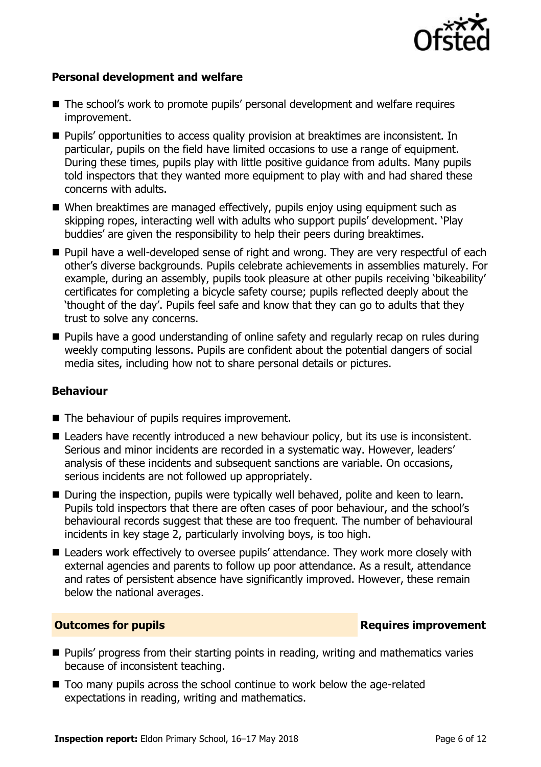### Personal development and welfare

- The school's work to promote pupils' personal development and welfare requires improvement.
- Pupils' opportunities to access quality provision at breaktimes are inconsistent. In particular, pupils on the field have limited occasions to use a range of equipment. During these times, pupils play with little positive guidance from adults. Many pupils told inspectors that they wanted more equipment to play with and had shared these concerns with adults.
- When breaktimes are managed effectively, pupils enjoy using equipment such as skipping ropes, interacting well with adults who support pupils' development. 'Play buddies' are given the responsibility to help their peers during breaktimes.
- Pupil have a well-developed sense of right and wrong. They are very respectful of each other's diverse backgrounds. Pupils celebrate achievements in assemblies maturely. For example, during an assembly, pupils took pleasure at other pupils receiving 'bikeability' certificates for completing a bicycle safety course; pupils reflected deeply about the 'thought of the day'. Pupils feel safe and know that they can go to adults that they trust to solve any concerns.
- Pupils have a good understanding of online safety and regularly recap on rules during weekly computing lessons. Pupils are confident about the potential dangers of social media sites, including how not to share personal details or pictures.

### Behaviour

- The behaviour of pupils requires improvement.
- Leaders have recently introduced a new behaviour policy, but its use is inconsistent. Serious and minor incidents are recorded in a systematic way. However, leaders' analysis of these incidents and subsequent sanctions are variable. On occasions, serious incidents are not followed up appropriately.
- During the inspection, pupils were typically well behaved, polite and keen to learn. Pupils told inspectors that there are often cases of poor behaviour, and the school's behavioural records suggest that these are too frequent. The number of behavioural incidents in key stage 2, particularly involving boys, is too high.
- Leaders work effectively to oversee pupils' attendance. They work more closely with external agencies and parents to follow up poor attendance. As a result, attendance and rates of persistent absence have significantly improved. However, these remain below the national averages.

## Outcomes for pupils — Requires improvement

- Pupils' progress from their starting points in reading, writing and mathematics varies because of inconsistent teaching.
- Too many pupils across the school continue to work below the age-related expectations in reading, writing and mathematics.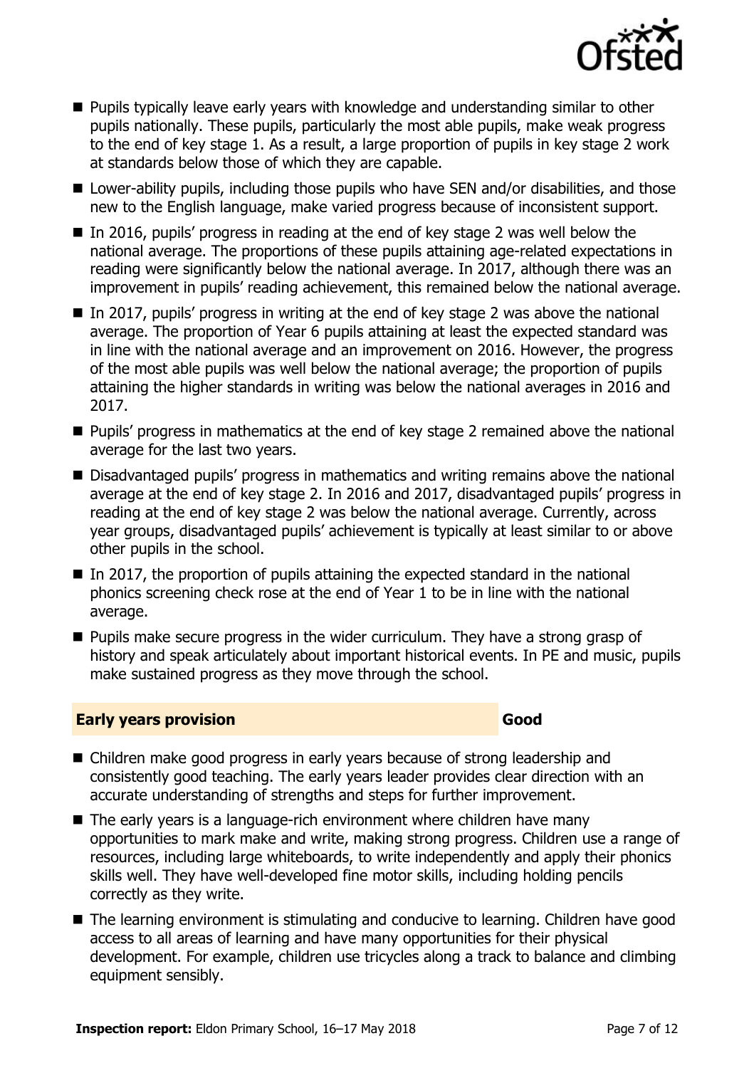- Pupils typically leave early years with knowledge and understanding similar to other pupils nationally. These pupils, particularly the most able pupils, make weak progress to the end of key stage 1. As a result, a large proportion of pupils in key stage 2 work at standards below those of which they are capable.
- Lower-ability pupils, including those pupils who have SEN and/or disabilities, and those new to the English language, make varied progress because of inconsistent support.
- In 2016, pupils' progress in reading at the end of key stage 2 was well below the national average. The proportions of these pupils attaining age-related expectations in reading were significantly below the national average. In 2017, although there was an improvement in pupils' reading achievement, this remained below the national average.
- In 2017, pupils' progress in writing at the end of key stage 2 was above the national average. The proportion of Year 6 pupils attaining at least the expected standard was in line with the national average and an improvement on 2016. However, the progress of the most able pupils was well below the national average; the proportion of pupils attaining the higher standards in writing was below the national averages in 2016 and 2017.
- Pupils' progress in mathematics at the end of key stage 2 remained above the national average for the last two years.
- Disadvantaged pupils' progress in mathematics and writing remains above the national average at the end of key stage 2. In 2016 and 2017, disadvantaged pupils' progress in reading at the end of key stage 2 was below the national average. Currently, across year groups, disadvantaged pupils' achievement is typically at least similar to or above other pupils in the school.
- In 2017, the proportion of pupils attaining the expected standard in the national phonics screening check rose at the end of Year 1 to be in line with the national average.
- Pupils make secure progress in the wider curriculum. They have a strong grasp of history and speak articulately about important historical events. In PE and music, pupils make sustained progress as they move through the school.

## Early years provision — Good

- Children make good progress in early years because of strong leadership and consistently good teaching. The early years leader provides clear direction with an accurate understanding of strengths and steps for further improvement.
- The early years is a language-rich environment where children have many opportunities to mark make and write, making strong progress. Children use a range of resources, including large whiteboards, to write independently and apply their phonics skills well. They have well-developed fine motor skills, including holding pencils correctly as they write.
- The learning environment is stimulating and conducive to learning. Children have good access to all areas of learning and have many opportunities for their physical development. For example, children use tricycles along a track to balance and climbing equipment sensibly.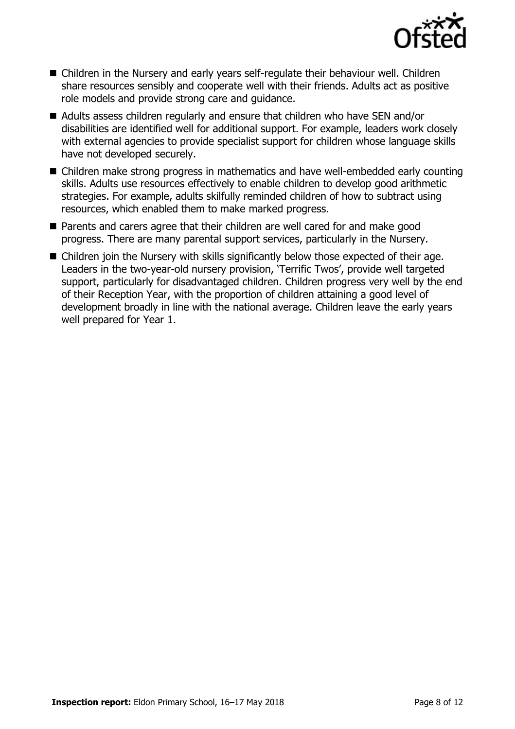- Children in the Nursery and early years self-regulate their behaviour well. Children share resources sensibly and cooperate well with their friends. Adults act as positive role models and provide strong care and guidance.
- Adults assess children regularly and ensure that children who have SEN and/or disabilities are identified well for additional support. For example, leaders work closely with external agencies to provide specialist support for children whose language skills have not developed securely.
- Children make strong progress in mathematics and have well-embedded early counting skills. Adults use resources effectively to enable children to develop good arithmetic strategies. For example, adults skilfully reminded children of how to subtract using resources, which enabled them to make marked progress.
- Parents and carers agree that their children are well cared for and make good progress. There are many parental support services, particularly in the Nursery.
- Children join the Nursery with skills significantly below those expected of their age. Leaders in the two-year-old nursery provision, 'Terrific Twos', provide well targeted support, particularly for disadvantaged children. Children progress very well by the end of their Reception Year, with the proportion of children attaining a good level of development broadly in line with the national average. Children leave the early years well prepared for Year 1.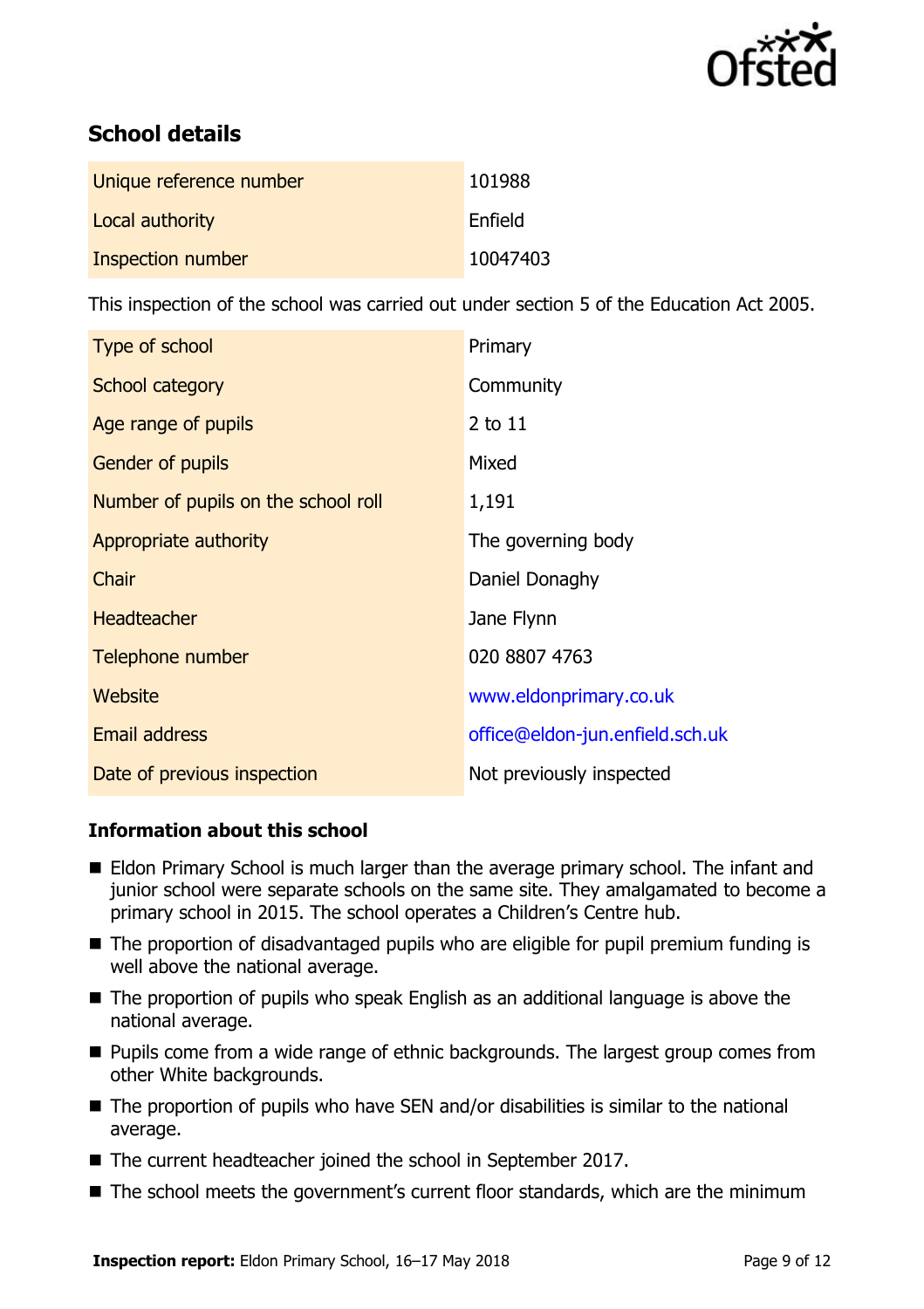## School details

| | |
|---|---|
| Unique reference number | 101988 |
| Local authority | Enfield |
| Inspection number | 10047403 |

This inspection of the school was carried out under section 5 of the Education Act 2005.

| | |
|---|---|
| Type of school | Primary |
| School category | Community |
| Age range of pupils | 2 to 11 |
| Gender of pupils | Mixed |
| Number of pupils on the school roll | 1,191 |
| Appropriate authority | The governing body |
| Chair | Daniel Donaghy |
| Headteacher | Jane Flynn |
| Telephone number | 020 8807 4763 |
| Website | www.eldonprimary.co.uk |
| Email address | office@eldon-jun.enfield.sch.uk |
| Date of previous inspection | Not previously inspected |

### Information about this school

- Eldon Primary School is much larger than the average primary school. The infant and junior school were separate schools on the same site. They amalgamated to become a primary school in 2015. The school operates a Children's Centre hub.
- The proportion of disadvantaged pupils who are eligible for pupil premium funding is well above the national average.
- The proportion of pupils who speak English as an additional language is above the national average.
- Pupils come from a wide range of ethnic backgrounds. The largest group comes from other White backgrounds.
- The proportion of pupils who have SEN and/or disabilities is similar to the national average.
- The current headteacher joined the school in September 2017.
- The school meets the government's current floor standards, which are the minimum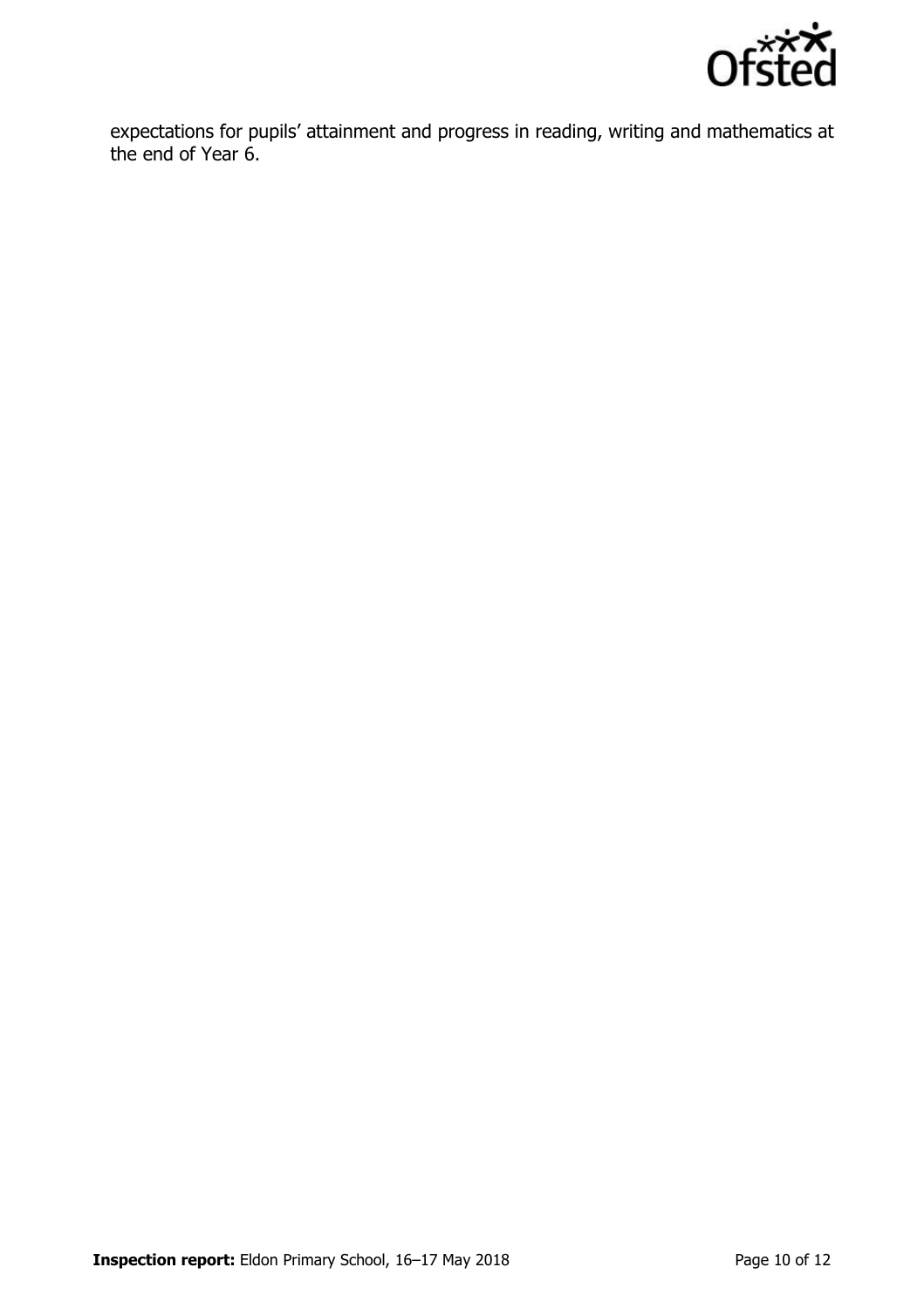expectations for pupils' attainment and progress in reading, writing and mathematics at the end of Year 6.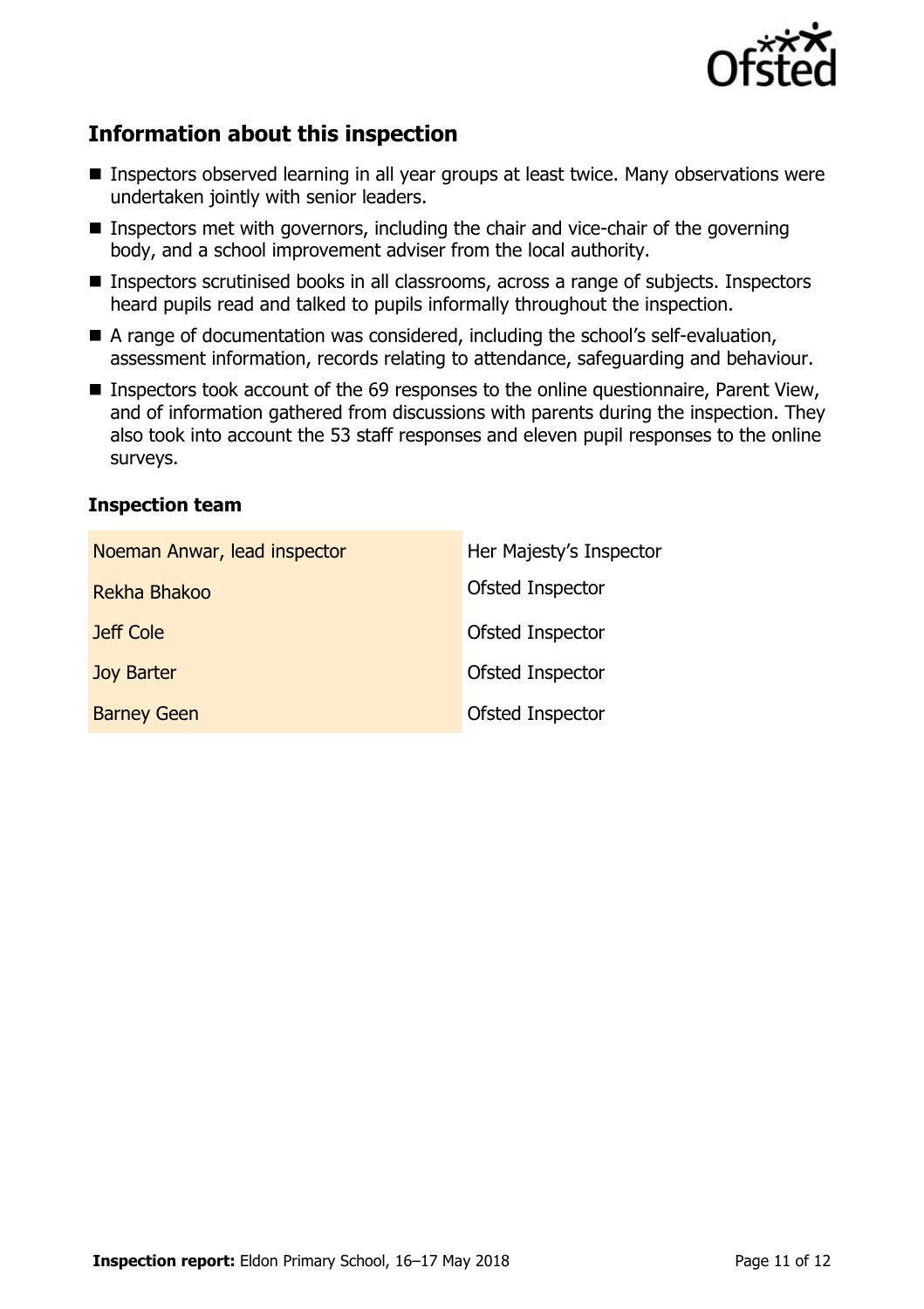## Information about this inspection

- Inspectors observed learning in all year groups at least twice. Many observations were undertaken jointly with senior leaders.
- Inspectors met with governors, including the chair and vice-chair of the governing body, and a school improvement adviser from the local authority.
- Inspectors scrutinised books in all classrooms, across a range of subjects. Inspectors heard pupils read and talked to pupils informally throughout the inspection.
- A range of documentation was considered, including the school's self-evaluation, assessment information, records relating to attendance, safeguarding and behaviour.
- Inspectors took account of the 69 responses to the online questionnaire, Parent View, and of information gathered from discussions with parents during the inspection. They also took into account the 53 staff responses and eleven pupil responses to the online surveys.

### Inspection team

| | |
|---|---|
| Noeman Anwar, lead inspector | Her Majesty's Inspector |
| Rekha Bhakoo | Ofsted Inspector |
| Jeff Cole | Ofsted Inspector |
| Joy Barter | Ofsted Inspector |
| Barney Geen | Ofsted Inspector |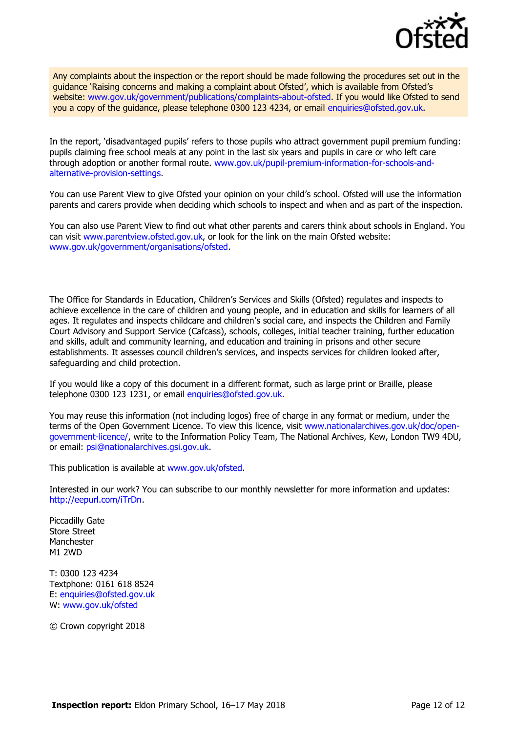Any complaints about the inspection or the report should be made following the procedures set out in the guidance 'Raising concerns and making a complaint about Ofsted', which is available from Ofsted's website: www.gov.uk/government/publications/complaints-about-ofsted. If you would like Ofsted to send you a copy of the guidance, please telephone 0300 123 4234, or email enquiries@ofsted.gov.uk.

In the report, 'disadvantaged pupils' refers to those pupils who attract government pupil premium funding: pupils claiming free school meals at any point in the last six years and pupils in care or who left care through adoption or another formal route. www.gov.uk/pupil-premium-information-for-schools-and-alternative-provision-settings.

You can use Parent View to give Ofsted your opinion on your child's school. Ofsted will use the information parents and carers provide when deciding which schools to inspect and when and as part of the inspection.

You can also use Parent View to find out what other parents and carers think about schools in England. You can visit www.parentview.ofsted.gov.uk, or look for the link on the main Ofsted website: www.gov.uk/government/organisations/ofsted.

The Office for Standards in Education, Children's Services and Skills (Ofsted) regulates and inspects to achieve excellence in the care of children and young people, and in education and skills for learners of all ages. It regulates and inspects childcare and children's social care, and inspects the Children and Family Court Advisory and Support Service (Cafcass), schools, colleges, initial teacher training, further education and skills, adult and community learning, and education and training in prisons and other secure establishments. It assesses council children's services, and inspects services for children looked after, safeguarding and child protection.

If you would like a copy of this document in a different format, such as large print or Braille, please telephone 0300 123 1231, or email enquiries@ofsted.gov.uk.

You may reuse this information (not including logos) free of charge in any format or medium, under the terms of the Open Government Licence. To view this licence, visit www.nationalarchives.gov.uk/doc/open-government-licence/, write to the Information Policy Team, The National Archives, Kew, London TW9 4DU, or email: psi@nationalarchives.gsi.gov.uk.

This publication is available at www.gov.uk/ofsted.

Interested in our work? You can subscribe to our monthly newsletter for more information and updates: http://eepurl.com/iTrDn.

Piccadilly Gate
Store Street
Manchester
M1 2WD

T: 0300 123 4234
Textphone: 0161 618 8524
E: enquiries@ofsted.gov.uk
W: www.gov.uk/ofsted

© Crown copyright 2018